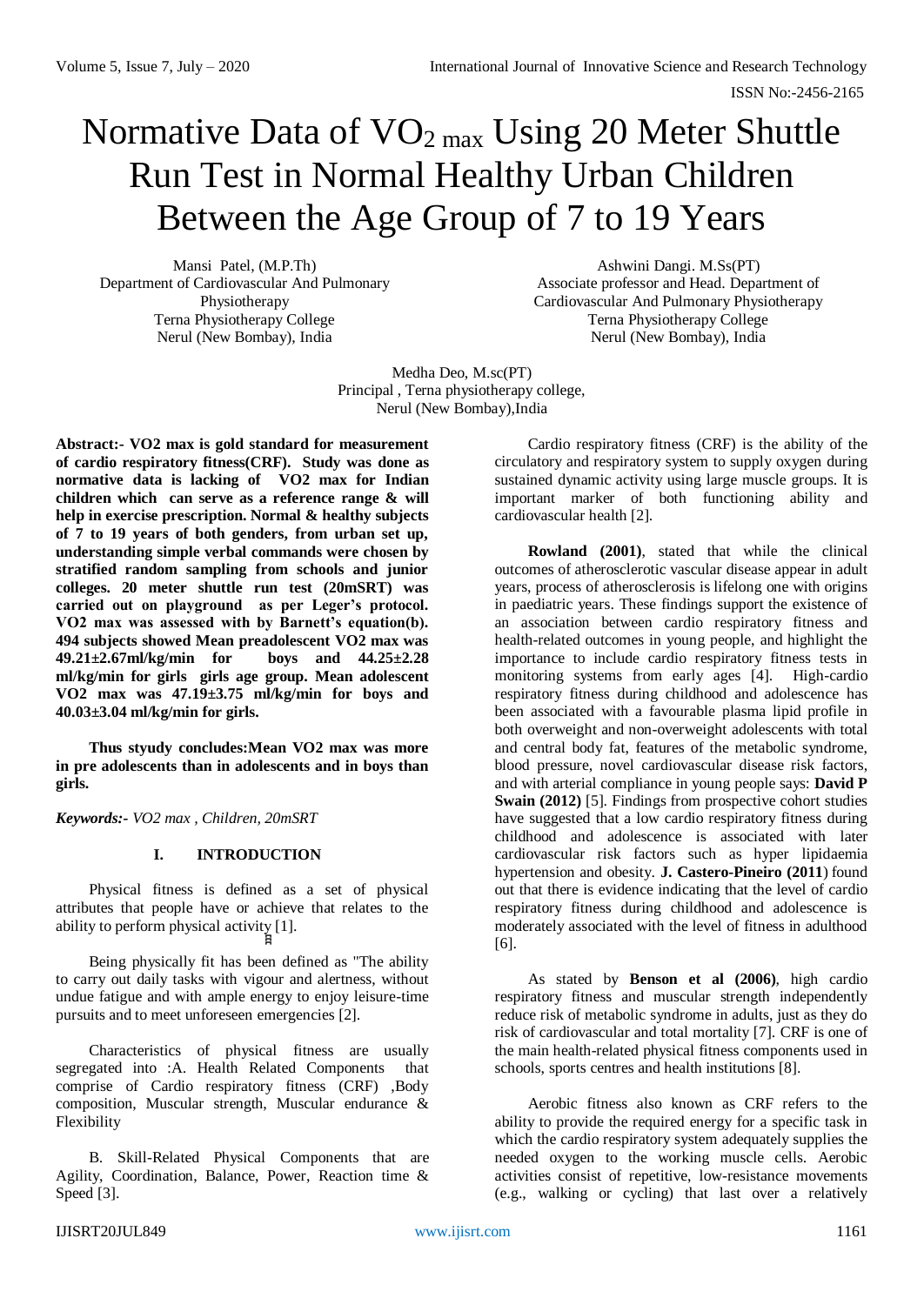# Normative Data of $VO_{2\ max}$ Using 20 Meter Shuttle Run Test in Normal Healthy Urban Children Between the Age Group of 7 to 19 Years

Mansi Patel, (M.P.Th)
Department of Cardiovascular And Pulmonary Physiotherapy
Terna Physiotherapy College
Nerul (New Bombay), India

Ashwini Dangi. M.Ss(PT)
Associate professor and Head. Department of Cardiovascular And Pulmonary Physiotherapy
Terna Physiotherapy College
Nerul (New Bombay), India

Medha Deo, M.sc(PT)
Principal , Terna physiotherapy college,
Nerul (New Bombay),India

**Abstract:- VO2 max is gold standard for measurement of cardio respiratory fitness(CRF). Study was done as normative data is lacking of VO2 max for Indian children which can serve as a reference range & will help in exercise prescription. Normal & healthy subjects of 7 to 19 years of both genders, from urban set up, understanding simple verbal commands were chosen by stratified random sampling from schools and junior colleges. 20 meter shuttle run test (20mSRT) was carried out on playground as per Leger's protocol. VO2 max was assessed with by Barnett's equation(b). 494 subjects showed Mean preadolescent VO2 max was 49.21±2.67ml/kg/min for boys and 44.25±2.28 ml/kg/min for girls girls age group. Mean adolescent VO2 max was 47.19±3.75 ml/kg/min for boys and 40.03±3.04 ml/kg/min for girls.**

**Thus styudy concludes:Mean VO2 max was more in pre adolescents than in adolescents and in boys than girls.**

***Keywords:-*** *VO2 max , Children, 20mSRT*

## I. INTRODUCTION

Physical fitness is defined as a set of physical attributes that people have or achieve that relates to the ability to perform physical activity [1].

Being physically fit has been defined as "The ability to carry out daily tasks with vigour and alertness, without undue fatigue and with ample energy to enjoy leisure-time pursuits and to meet unforeseen emergencies [2].

Characteristics of physical fitness are usually segregated into :A. Health Related Components that comprise of Cardio respiratory fitness (CRF) ,Body composition, Muscular strength, Muscular endurance & Flexibility

B. Skill-Related Physical Components that are Agility, Coordination, Balance, Power, Reaction time & Speed [3].

Cardio respiratory fitness (CRF) is the ability of the circulatory and respiratory system to supply oxygen during sustained dynamic activity using large muscle groups. It is important marker of both functioning ability and cardiovascular health [2].

**Rowland (2001)**, stated that while the clinical outcomes of atherosclerotic vascular disease appear in adult years, process of atherosclerosis is lifelong one with origins in paediatric years. These findings support the existence of an association between cardio respiratory fitness and health-related outcomes in young people, and highlight the importance to include cardio respiratory fitness tests in monitoring systems from early ages [4]. High-cardio respiratory fitness during childhood and adolescence has been associated with a favourable plasma lipid profile in both overweight and non-overweight adolescents with total and central body fat, features of the metabolic syndrome, blood pressure, novel cardiovascular disease risk factors, and with arterial compliance in young people says: **David P Swain (2012)** [5]. Findings from prospective cohort studies have suggested that a low cardio respiratory fitness during childhood and adolescence is associated with later cardiovascular risk factors such as hyper lipidaemia hypertension and obesity. **J. Castero-Pineiro (2011**) found out that there is evidence indicating that the level of cardio respiratory fitness during childhood and adolescence is moderately associated with the level of fitness in adulthood [6].

As stated by **Benson et al (2006)**, high cardio respiratory fitness and muscular strength independently reduce risk of metabolic syndrome in adults, just as they do risk of cardiovascular and total mortality [7]. CRF is one of the main health-related physical fitness components used in schools, sports centres and health institutions [8].

Aerobic fitness also known as CRF refers to the ability to provide the required energy for a specific task in which the cardio respiratory system adequately supplies the needed oxygen to the working muscle cells. Aerobic activities consist of repetitive, low-resistance movements (e.g., walking or cycling) that last over a relatively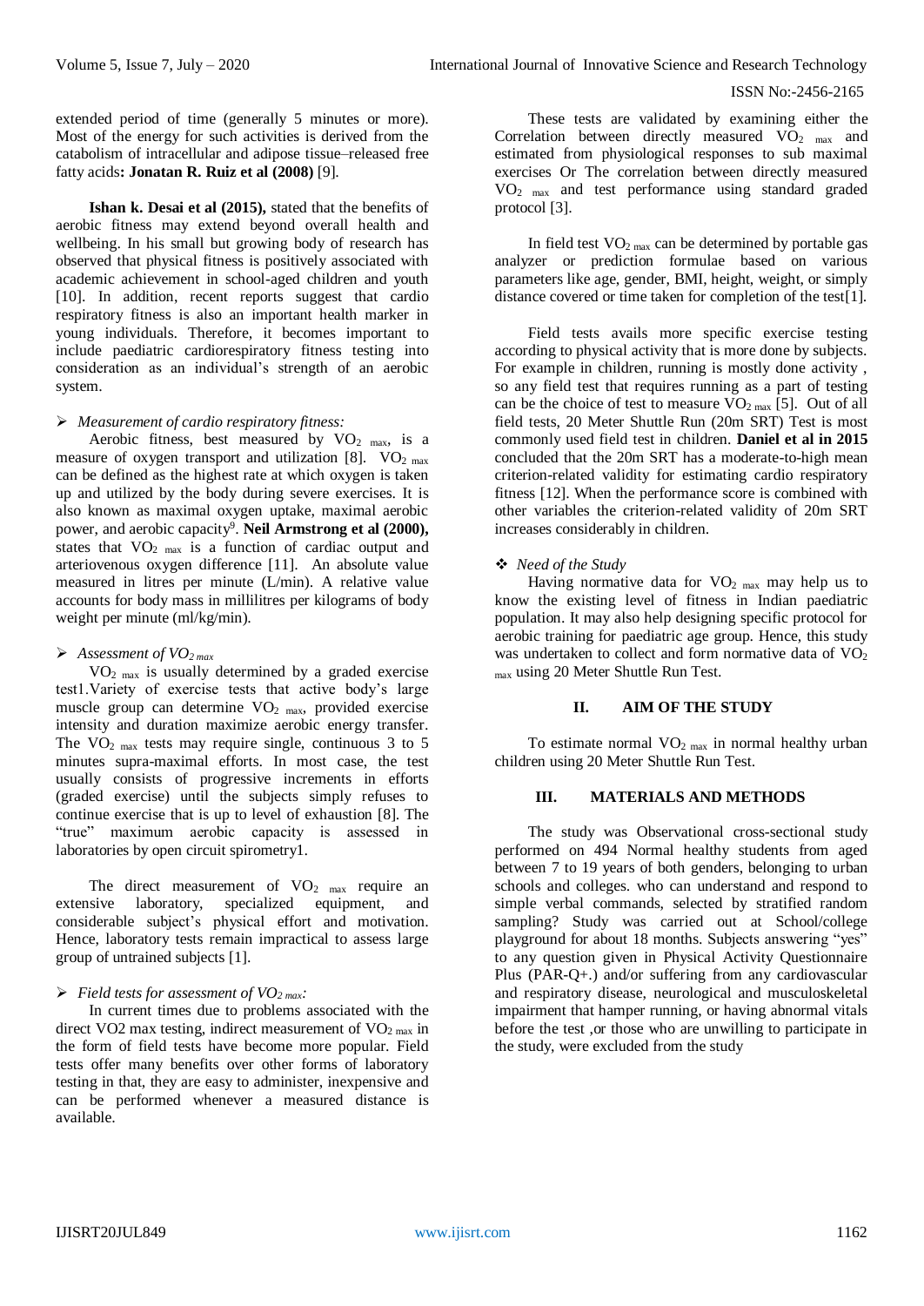extended period of time (generally 5 minutes or more). Most of the energy for such activities is derived from the catabolism of intracellular and adipose tissue–released free fatty acids**: Jonatan R. Ruiz et al (2008)** [9].

**Ishan k. Desai et al (2015),** stated that the benefits of aerobic fitness may extend beyond overall health and wellbeing. In his small but growing body of research has observed that physical fitness is positively associated with academic achievement in school-aged children and youth [10]. In addition, recent reports suggest that cardio respiratory fitness is also an important health marker in young individuals. Therefore, it becomes important to include paediatric cardiorespiratory fitness testing into consideration as an individual's strength of an aerobic system.

- *Measurement of cardio respiratory fitness:*

Aerobic fitness, best measured by $VO_{2\ max}$, is a measure of oxygen transport and utilization [8]. $VO_{2\ max}$ can be defined as the highest rate at which oxygen is taken up and utilized by the body during severe exercises. It is also known as maximal oxygen uptake, maximal aerobic power, and aerobic capacity[9]. **Neil Armstrong et al (2000),** states that $VO_{2\ max}$ is a function of cardiac output and arteriovenous oxygen difference [11]. An absolute value measured in litres per minute (L/min). A relative value accounts for body mass in millilitres per kilograms of body weight per minute (ml/kg/min).

- *Assessment of $VO_{2\ max}$*

$VO_{2\ max}$ is usually determined by a graded exercise test1.Variety of exercise tests that active body's large muscle group can determine $VO_{2\ max}$, provided exercise intensity and duration maximize aerobic energy transfer. The $VO_{2\ max}$ tests may require single, continuous 3 to 5 minutes supra-maximal efforts. In most case, the test usually consists of progressive increments in efforts (graded exercise) until the subjects simply refuses to continue exercise that is up to level of exhaustion [8]. The "true" maximum aerobic capacity is assessed in laboratories by open circuit spirometry1.

The direct measurement of $VO_{2\ max}$ require an extensive laboratory, specialized equipment, and considerable subject's physical effort and motivation. Hence, laboratory tests remain impractical to assess large group of untrained subjects [1].

- *Field tests for assessment of $VO_{2\ max}$:*

In current times due to problems associated with the direct VO2 max testing, indirect measurement of $VO_{2\ max}$ in the form of field tests have become more popular. Field tests offer many benefits over other forms of laboratory testing in that, they are easy to administer, inexpensive and can be performed whenever a measured distance is available.

These tests are validated by examining either the Correlation between directly measured $VO_{2\ max}$ and estimated from physiological responses to sub maximal exercises Or The correlation between directly measured $VO_{2\ max}$ and test performance using standard graded protocol [3].

In field test $VO_{2\ max}$ can be determined by portable gas analyzer or prediction formulae based on various parameters like age, gender, BMI, height, weight, or simply distance covered or time taken for completion of the test[1].

Field tests avails more specific exercise testing according to physical activity that is more done by subjects. For example in children, running is mostly done activity , so any field test that requires running as a part of testing can be the choice of test to measure $VO_{2\ max}$ [5]. Out of all field tests, 20 Meter Shuttle Run (20m SRT) Test is most commonly used field test in children. **Daniel et al in 2015** concluded that the 20m SRT has a moderate-to-high mean criterion-related validity for estimating cardio respiratory fitness [12]. When the performance score is combined with other variables the criterion-related validity of 20m SRT increases considerably in children.

- *Need of the Study*

Having normative data for $VO_{2\ max}$ may help us to know the existing level of fitness in Indian paediatric population. It may also help designing specific protocol for aerobic training for paediatric age group. Hence, this study was undertaken to collect and form normative data of $VO_{2\ max}$ using 20 Meter Shuttle Run Test.

## II. AIM OF THE STUDY

To estimate normal $VO_{2\ max}$ in normal healthy urban children using 20 Meter Shuttle Run Test.

## III. MATERIALS AND METHODS

The study was Observational cross-sectional study performed on 494 Normal healthy students from aged between 7 to 19 years of both genders, belonging to urban schools and colleges. who can understand and respond to simple verbal commands, selected by stratified random sampling? Study was carried out at School/college playground for about 18 months. Subjects answering "yes" to any question given in Physical Activity Questionnaire Plus (PAR-Q+.) and/or suffering from any cardiovascular and respiratory disease, neurological and musculoskeletal impairment that hamper running, or having abnormal vitals before the test ,or those who are unwilling to participate in the study, were excluded from the study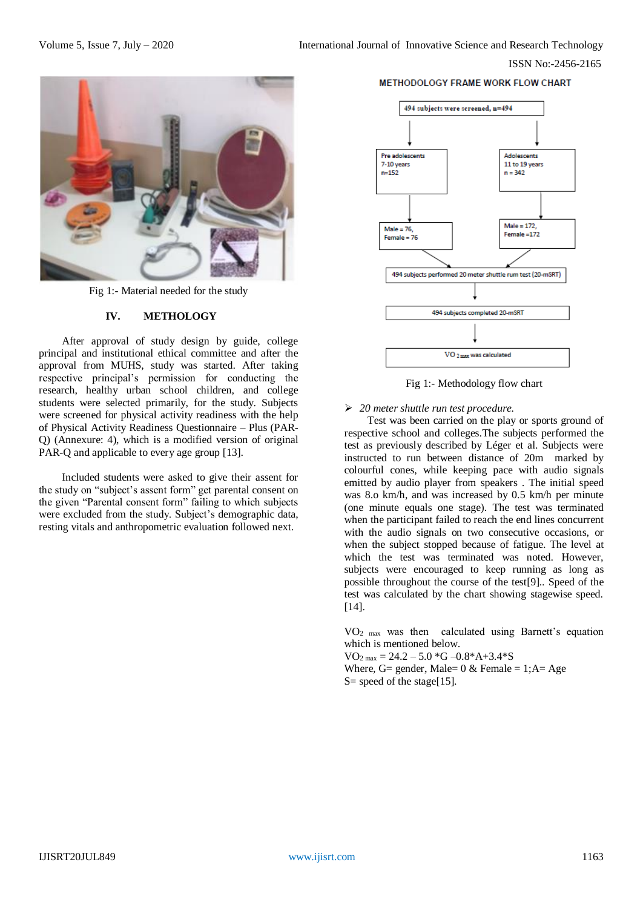Fig 1:- Material needed for the study

## IV. METHOLOGY

After approval of study design by guide, college principal and institutional ethical committee and after the approval from MUHS, study was started. After taking respective principal's permission for conducting the research, healthy urban school children, and college students were selected primarily, for the study. Subjects were screened for physical activity readiness with the help of Physical Activity Readiness Questionnaire – Plus (PAR-Q) (Annexure: 4), which is a modified version of original PAR-Q and applicable to every age group [13].

Included students were asked to give their assent for the study on "subject's assent form" get parental consent on the given "Parental consent form" failing to which subjects were excluded from the study. Subject's demographic data, resting vitals and anthropometric evaluation followed next.

**METHODOLOGY FRAME WORK FLOW CHART**

494 subjects were screened, n=494

Pre adolescents 7-10 years n=152 → Male = 76, Female = 76

Adolescents 11 to 19 years n = 342 → Male = 172, Female =172

494 subjects performed 20 meter shuttle run test (20-mSRT)

494 subjects completed 20-mSRT

$VO_{2\,max}$ was calculated

Fig 1:- Methodology flow chart

- *20 meter shuttle run test procedure.*

Test was been carried on the play or sports ground of respective school and colleges.The subjects performed the test as previously described by Léger et al. Subjects were instructed to run between distance of 20m marked by colourful cones, while keeping pace with audio signals emitted by audio player from speakers . The initial speed was 8.o km/h, and was increased by 0.5 km/h per minute (one minute equals one stage). The test was terminated when the participant failed to reach the end lines concurrent with the audio signals on two consecutive occasions, or when the subject stopped because of fatigue. The level at which the test was terminated was noted. However, subjects were encouraged to keep running as long as possible throughout the course of the test[9].. Speed of the test was calculated by the chart showing stagewise speed.[14].

$VO_{2\,max}$ was then calculated using Barnett's equation which is mentioned below.

$VO_{2\,max} = 24.2 – 5.0 *G –0.8*A+3.4*S$

Where, G= gender, Male= 0 & Female = 1;A= Age

S= speed of the stage[15].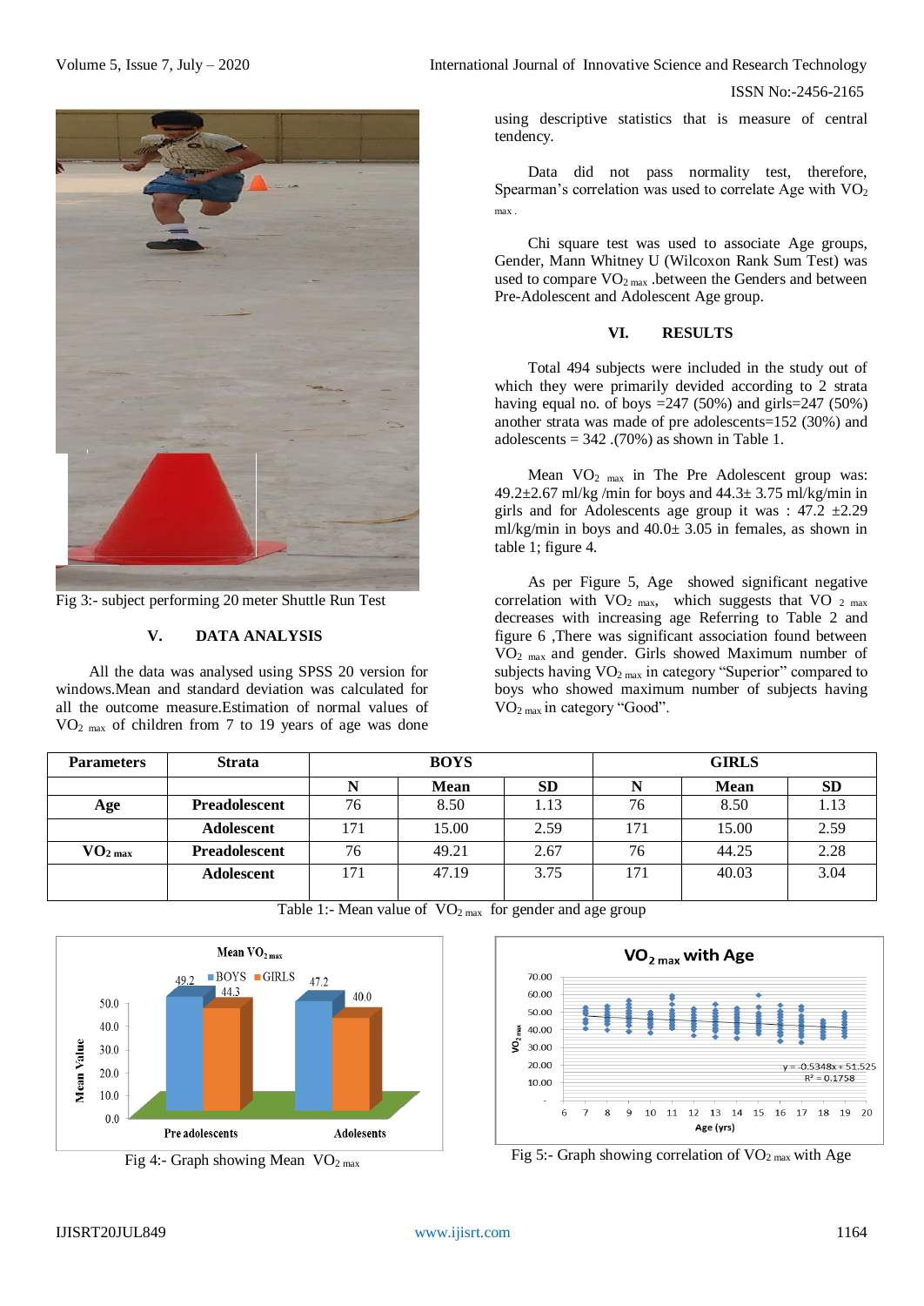Fig 3:- subject performing 20 meter Shuttle Run Test

## V. DATA ANALYSIS

All the data was analysed using SPSS 20 version for windows.Mean and standard deviation was calculated for all the outcome measure.Estimation of normal values of $VO_{2\ max}$ of children from 7 to 19 years of age was done using descriptive statistics that is measure of central tendency.

Data did not pass normality test, therefore, Spearman's correlation was used to correlate Age with $VO_{2\ max}$.

Chi square test was used to associate Age groups, Gender, Mann Whitney U (Wilcoxon Rank Sum Test) was used to compare $VO_{2\ max}$ .between the Genders and between Pre-Adolescent and Adolescent Age group.

## VI. RESULTS

Total 494 subjects were included in the study out of which they were primarily devided according to 2 strata having equal no. of boys =247 (50%) and girls=247 (50%) another strata was made of pre adolescents=152 (30%) and adolescents = 342 .(70%) as shown in Table 1.

Mean $VO_{2\ max}$ in The Pre Adolescent group was: 49.2±2.67 ml/kg /min for boys and 44.3± 3.75 ml/kg/min in girls and for Adolescents age group it was : 47.2 ±2.29 ml/kg/min in boys and 40.0± 3.05 in females, as shown in table 1; figure 4.

As per Figure 5, Age showed significant negative correlation with $VO_{2\ max}$, which suggests that $VO_{2\ max}$ decreases with increasing age Referring to Table 2 and figure 6 ,There was significant association found between $VO_{2\ max}$ and gender. Girls showed Maximum number of subjects having $VO_{2\ max}$ in category "Superior" compared to boys who showed maximum number of subjects having $VO_{2\ max}$ in category "Good".

| Parameters | Strata | BOYS | | | GIRLS | | |
|---|---|---|---|---|---|---|---|
| | | N | Mean | SD | N | Mean | SD |
| Age | Preadolescent | 76 | 8.50 | 1.13 | 76 | 8.50 | 1.13 |
| | Adolescent | 171 | 15.00 | 2.59 | 171 | 15.00 | 2.59 |
| $VO_{2\ max}$ | Preadolescent | 76 | 49.21 | 2.67 | 76 | 44.25 | 2.28 |
| | Adolescent | 171 | 47.19 | 3.75 | 171 | 40.03 | 3.04 |

Table 1:- Mean value of $VO_{2\ max}$ for gender and age group

Fig 4:- Graph showing Mean $VO_{2\ max}$

Fig 5:- Graph showing correlation of $VO_{2\ max}$ with Age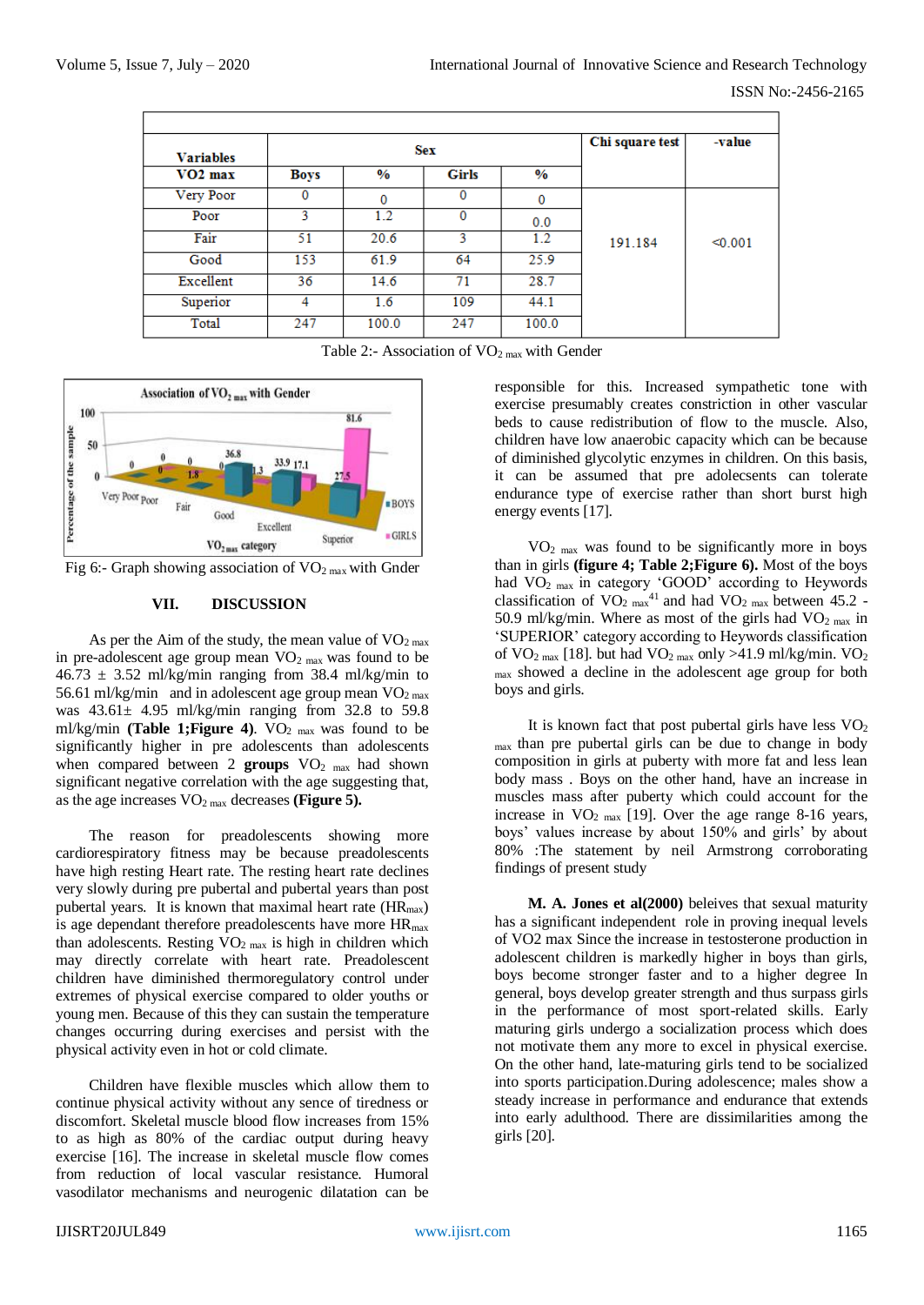| Variables VO2 max | Sex | | | | Chi square test | -value |
|---|---|---|---|---|---|---|
| | Boys | % | Girls | % | | |
| Very Poor | 0 | 0 | 0 | 0 | 191.184 | <0.001 |
| Poor | 3 | 1.2 | 0 | 0.0 | | |
| Fair | 51 | 20.6 | 3 | 1.2 | | |
| Good | 153 | 61.9 | 64 | 25.9 | | |
| Excellent | 36 | 14.6 | 71 | 28.7 | | |
| Superior | 4 | 1.6 | 109 | 44.1 | | |
| Total | 247 | 100.0 | 247 | 100.0 | | |

Table 2:- Association of $VO_{2\ max}$ with Gender

Fig 6:- Graph showing association of $VO_{2\ max}$ with Gnder

## VII. DISCUSSION

As per the Aim of the study, the mean value of $VO_{2\ max}$ in pre-adolescent age group mean $VO_{2\ max}$ was found to be 46.73 ± 3.52 ml/kg/min ranging from 38.4 ml/kg/min to 56.61 ml/kg/min and in adolescent age group mean $VO_{2\ max}$ was 43.61± 4.95 ml/kg/min ranging from 32.8 to 59.8 ml/kg/min **(Table 1;Figure 4)**. $VO_{2\ max}$ was found to be significantly higher in pre adolescents than adolescents when compared between 2 **groups** $VO_{2\ max}$ had shown significant negative correlation with the age suggesting that, as the age increases $VO_{2\ max}$ decreases **(Figure 5).**

The reason for preadolescents showing more cardiorespiratory fitness may be because preadolescents have high resting Heart rate. The resting heart rate declines very slowly during pre pubertal and pubertal years than post pubertal years. It is known that maximal heart rate ($HR_{max}$) is age dependant therefore preadolescents have more $HR_{max}$ than adolescents. Resting $VO_{2\ max}$ is high in children which may directly correlate with heart rate. Preadolescent children have diminished thermoregulatory control under extremes of physical exercise compared to older youths or young men. Because of this they can sustain the temperature changes occurring during exercises and persist with the physical activity even in hot or cold climate.

Children have flexible muscles which allow them to continue physical activity without any sence of tiredness or discomfort. Skeletal muscle blood flow increases from 15% to as high as 80% of the cardiac output during heavy exercise [16]. The increase in skeletal muscle flow comes from reduction of local vascular resistance. Humoral vasodilator mechanisms and neurogenic dilatation can be responsible for this. Increased sympathetic tone with exercise presumably creates constriction in other vascular beds to cause redistribution of flow to the muscle. Also, children have low anaerobic capacity which can be because of diminished glycolytic enzymes in children. On this basis, it can be assumed that pre adolecsents can tolerate endurance type of exercise rather than short burst high energy events [17].

$VO_{2\ max}$ was found to be significantly more in boys than in girls **(figure 4; Table 2;Figure 6).** Most of the boys had $VO_{2\ max}$ in category 'GOOD' according to Heywords classification of $VO_{2\ max}$[41] and had $VO_{2\ max}$ between 45.2 - 50.9 ml/kg/min. Where as most of the girls had $VO_{2\ max}$ in 'SUPERIOR' category according to Heywords classification of $VO_{2\ max}$ [18]. but had $VO_{2\ max}$ only >41.9 ml/kg/min. $VO_{2\ max}$ showed a decline in the adolescent age group for both boys and girls.

It is known fact that post pubertal girls have less $VO_{2\ max}$ than pre pubertal girls can be due to change in body composition in girls at puberty with more fat and less lean body mass . Boys on the other hand, have an increase in muscles mass after puberty which could account for the increase in $VO_{2\ max}$ [19]. Over the age range 8-16 years, boys' values increase by about 150% and girls' by about 80% :The statement by neil Armstrong corroborating findings of present study

**M. A. Jones et al(2000)** beleives that sexual maturity has a significant independent role in proving inequal levels of VO2 max Since the increase in testosterone production in adolescent children is markedly higher in boys than girls, boys become stronger faster and to a higher degree In general, boys develop greater strength and thus surpass girls in the performance of most sport-related skills. Early maturing girls undergo a socialization process which does not motivate them any more to excel in physical exercise. On the other hand, late-maturing girls tend to be socialized into sports participation.During adolescence; males show a steady increase in performance and endurance that extends into early adulthood. There are dissimilarities among the girls [20].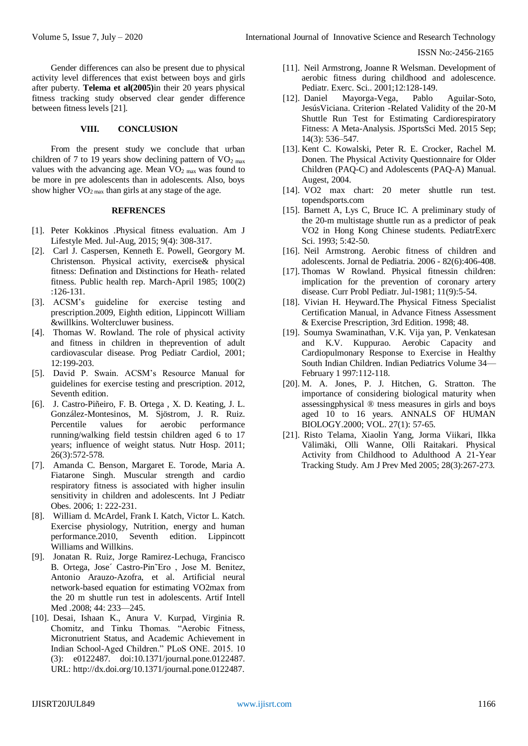Gender differences can also be present due to physical activity level differences that exist between boys and girls after puberty. **Telema et al(2005)**in their 20 years physical fitness tracking study observed clear gender difference between fitness levels [21].

## VIII. CONCLUSION

From the present study we conclude that urban children of 7 to 19 years show declining pattern of $VO_{2\ max}$ values with the advancing age. Mean $VO_{2\ max}$ was found to be more in pre adolescents than in adolescents. Also, boys show higher $VO_{2\ max}$ than girls at any stage of the age.

## REFRENCES

[1]. Peter Kokkinos .Physical fitness evaluation. Am J Lifestyle Med. Jul-Aug, 2015; 9(4): 308-317.

[2]. Carl J. Caspersen, Kenneth E. Powell, Georgory M. Christenson. Physical activity, exercise& physical fitness: Defination and Distinctions for Heath- related fitness. Public health rep. March-April 1985; 100(2) :126-131.

[3]. ACSM's guideline for exercise testing and prescription.2009, Eighth edition, Lippincott William &willkins. Woltercluwer business.

[4]. Thomas W. Rowland. The role of physical activity and fitness in children in theprevention of adult cardiovascular disease. Prog Pediatr Cardiol, 2001; 12:199-203.

[5]. David P. Swain. ACSM's Resource Manual for guidelines for exercise testing and prescription. 2012, Seventh edition.

[6]. J. Castro-Piñeiro, F. B. Ortega , X. D. Keating, J. L. González-Montesinos, M. Sjöstrom, J. R. Ruiz. Percentile values for aerobic performance running/walking field testsin children aged 6 to 17 years; influence of weight status. Nutr Hosp. 2011; 26(3):572-578.

[7]. Amanda C. Benson, Margaret E. Torode, Maria A. Fiatarone Singh. Muscular strength and cardio respiratory fitness is associated with higher insulin sensitivity in children and adolescents. Int J Pediatr Obes. 2006; 1: 222-231.

[8]. William d. McArdel, Frank I. Katch, Victor L. Katch. Exercise physiology, Nutrition, energy and human performance.2010, Seventh edition. Lippincott Williams and Willkins.

[9]. Jonatan R. Ruiz, Jorge Ramirez-Lechuga, Francisco B. Ortega, Jose´ Castro-Pin˜Ero , Jose M. Benitez, Antonio Arauzo-Azofra, et al. Artificial neural network-based equation for estimating VO2max from the 20 m shuttle run test in adolescents. Artif Intell Med .2008; 44: 233—245.

[10]. Desai, Ishaan K., Anura V. Kurpad, Virginia R. Chomitz, and Tinku Thomas. "Aerobic Fitness, Micronutrient Status, and Academic Achievement in Indian School-Aged Children." PLoS ONE. 2015. 10 (3): e0122487. doi:10.1371/journal.pone.0122487. URL: http://dx.doi.org/10.1371/journal.pone.0122487.

[11]. Neil Armstrong, Joanne R Welsman. Development of aerobic fitness during childhood and adolescence. Pediatr. Exerc. Sci.. 2001;12:128-149.

[12]. Daniel Mayorga-Vega, Pablo Aguilar-Soto, JesúsViciana. Criterion -Related Validity of the 20-M Shuttle Run Test for Estimating Cardiorespiratory Fitness: A Meta-Analysis. JSportsSci Med. 2015 Sep; 14(3): 536–547.

[13]. Kent C. Kowalski, Peter R. E. Crocker, Rachel M. Donen. The Physical Activity Questionnaire for Older Children (PAQ-C) and Adolescents (PAQ-A) Manual. Augest, 2004.

[14]. VO2 max chart: 20 meter shuttle run test. topendsports.com

[15]. Barnett A, Lys C, Bruce IC. A preliminary study of the 20-m multistage shuttle run as a predictor of peak VO2 in Hong Kong Chinese students. PediatrExerc Sci. 1993; 5:42-50.

[16]. Neil Armstrong. Aerobic fitness of children and adolescents. Jornal de Pediatria. 2006 - 82(6):406-408.

[17]. Thomas W Rowland. Physical fitnessin children: implication for the prevention of coronary artery disease. Curr Probl Pediatr. Jul-1981; 11(9):5-54.

[18]. Vivian H. Heyward.The Physical Fitness Specialist Certification Manual, in Advance Fitness Assessment & Exercise Prescription, 3rd Edition. 1998; 48.

[19]. Soumya Swaminathan, V.K. Vija yan, P. Venkatesan and K.V. Kuppurao. Aerobic Capacity and Cardiopulmonary Response to Exercise in Healthy South Indian Children. Indian Pediatrics Volume 34—February 1 997:112-118.

[20]. M. A. Jones, P. J. Hitchen, G. Stratton. The importance of considering biological maturity when assessingphysical ® tness measures in girls and boys aged 10 to 16 years. ANNALS OF HUMAN BIOLOGY.2000; VOL. 27(1): 57-65.

[21]. Risto Telama, Xiaolin Yang, Jorma Viikari, Ilkka Välimäki, Olli Wanne, Olli Raitakari. Physical Activity from Childhood to Adulthood A 21-Year Tracking Study. Am J Prev Med 2005; 28(3):267-273.